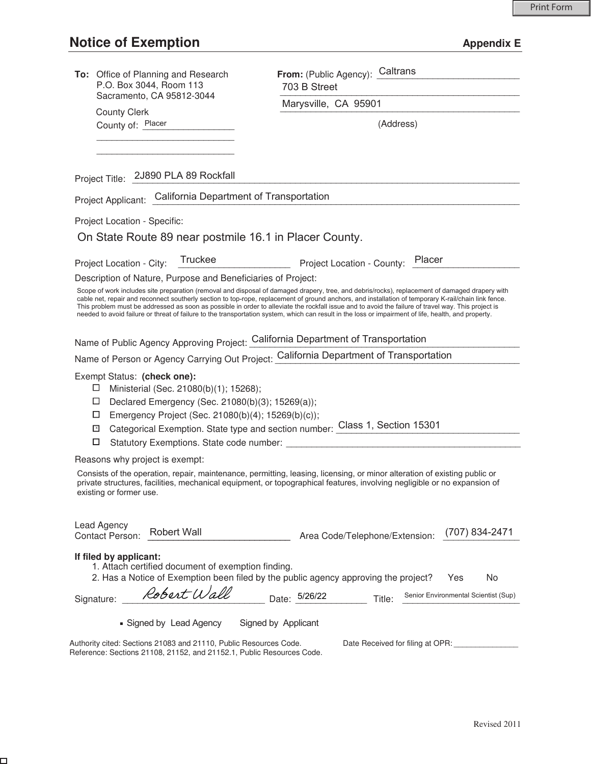# Notice of Exemption

**Appendix E**

**To:** Office of Planning and Research
P.O. Box 3044, Room 113
Sacramento, CA 95812-3044

County Clerk
County of: Placer

**From:** (Public Agency): Caltrans
703 B Street
Marysville, CA 95901
(Address)

Project Title: 2J890 PLA 89 Rockfall

Project Applicant: California Department of Transportation

Project Location - Specific:

On State Route 89 near postmile 16.1 in Placer County.

Project Location - City: Truckee    Project Location - County: Placer

Description of Nature, Purpose and Beneficiaries of Project:

Scope of work includes site preparation (removal and disposal of damaged drapery, tree, and debris/rocks), replacement of damaged drapery with cable net, repair and reconnect southerly section to top-rope, replacement of ground anchors, and installation of temporary K-rail/chain link fence. This problem must be addressed as soon as possible in order to alleviate the rockfall issue and to avoid the failure of travel way. This project is needed to avoid failure or threat of failure to the transportation system, which can result in the loss or impairment of life, health, and property.

Name of Public Agency Approving Project: California Department of Transportation

Name of Person or Agency Carrying Out Project: California Department of Transportation

Exempt Status: **(check one):**

- ☐ Ministerial (Sec. 21080(b)(1); 15268);
- ☐ Declared Emergency (Sec. 21080(b)(3); 15269(a));
- ☐ Emergency Project (Sec. 21080(b)(4); 15269(b)(c));
- ☒ Categorical Exemption. State type and section number: Class 1, Section 15301
- ☐ Statutory Exemptions. State code number:

Reasons why project is exempt:

Consists of the operation, repair, maintenance, permitting, leasing, licensing, or minor alteration of existing public or private structures, facilities, mechanical equipment, or topographical features, involving negligible or no expansion of existing or former use.

Lead Agency
Contact Person: Robert Wall    Area Code/Telephone/Extension: (707) 834-2471

**If filed by applicant:**

1. Attach certified document of exemption finding.
2. Has a Notice of Exemption been filed by the public agency approving the project? Yes No

Signature: *Robert Wall*    Date: 5/26/22    Title: Senior Environmental Scientist (Sup)

■ Signed by Lead Agency    Signed by Applicant

Authority cited: Sections 21083 and 21110, Public Resources Code.
Reference: Sections 21108, 21152, and 21152.1, Public Resources Code.

Date Received for filing at OPR:

Revised 2011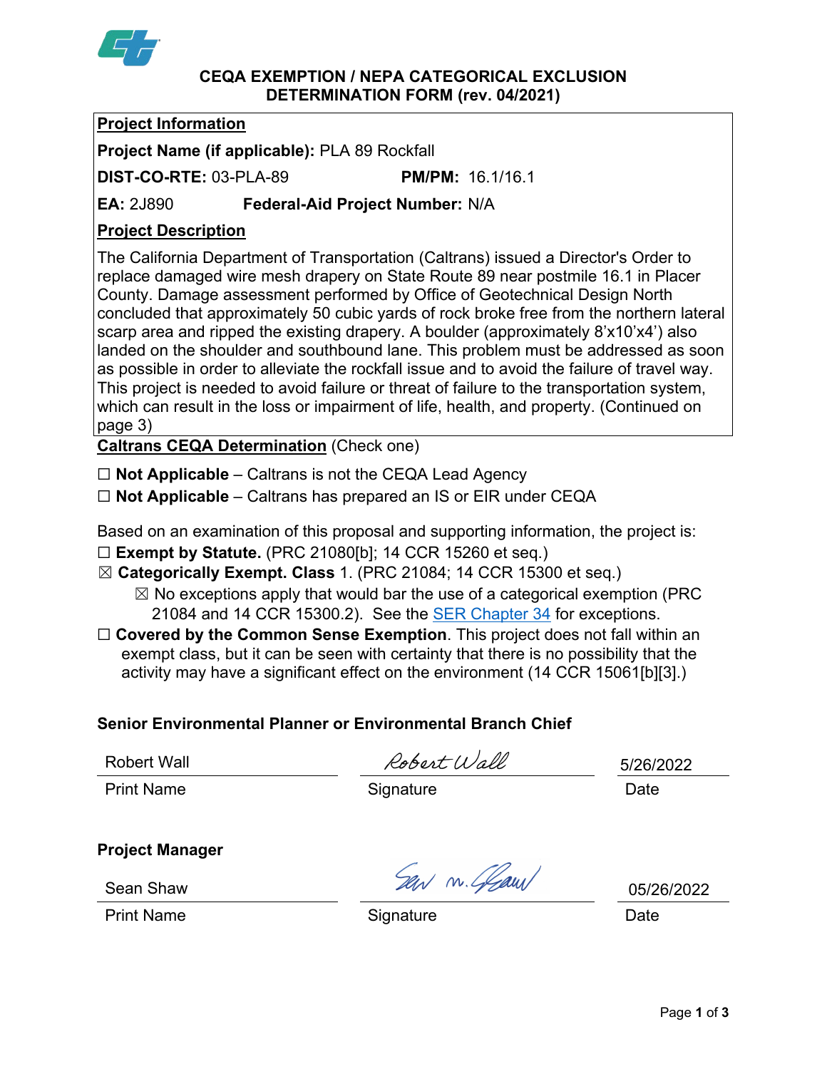# CEQA EXEMPTION / NEPA CATEGORICAL EXCLUSION DETERMINATION FORM (rev. 04/2021)

**Project Information**

**Project Name (if applicable):** PLA 89 Rockfall

**DIST-CO-RTE:** 03-PLA-89 **PM/PM:** 16.1/16.1

**EA:** 2J890 **Federal-Aid Project Number:** N/A

**Project Description**

The California Department of Transportation (Caltrans) issued a Director's Order to replace damaged wire mesh drapery on State Route 89 near postmile 16.1 in Placer County. Damage assessment performed by Office of Geotechnical Design North concluded that approximately 50 cubic yards of rock broke free from the northern lateral scarp area and ripped the existing drapery. A boulder (approximately 8'x10'x4') also landed on the shoulder and southbound lane. This problem must be addressed as soon as possible in order to alleviate the rockfall issue and to avoid the failure of travel way. This project is needed to avoid failure or threat of failure to the transportation system, which can result in the loss or impairment of life, health, and property. (Continued on page 3)

**Caltrans CEQA Determination** (Check one)

☐ **Not Applicable** – Caltrans is not the CEQA Lead Agency

☐ **Not Applicable** – Caltrans has prepared an IS or EIR under CEQA

Based on an examination of this proposal and supporting information, the project is:

☐ **Exempt by Statute.** (PRC 21080[b]; 14 CCR 15260 et seq.)

☒ **Categorically Exempt. Class** 1. (PRC 21084; 14 CCR 15300 et seq.)

- ☒ No exceptions apply that would bar the use of a categorical exemption (PRC 21084 and 14 CCR 15300.2). See the SER Chapter 34 for exceptions.

☐ **Covered by the Common Sense Exemption**. This project does not fall within an exempt class, but it can be seen with certainty that there is no possibility that the activity may have a significant effect on the environment (14 CCR 15061[b][3].)

**Senior Environmental Planner or Environmental Branch Chief**

| Robert Wall | Robert Wall | 5/26/2022 |
|---|---|---|
| Print Name | Signature | Date |

**Project Manager**

| Sean Shaw | Sean M. Shaw | 05/26/2022 |
|---|---|---|
| Print Name | Signature | Date |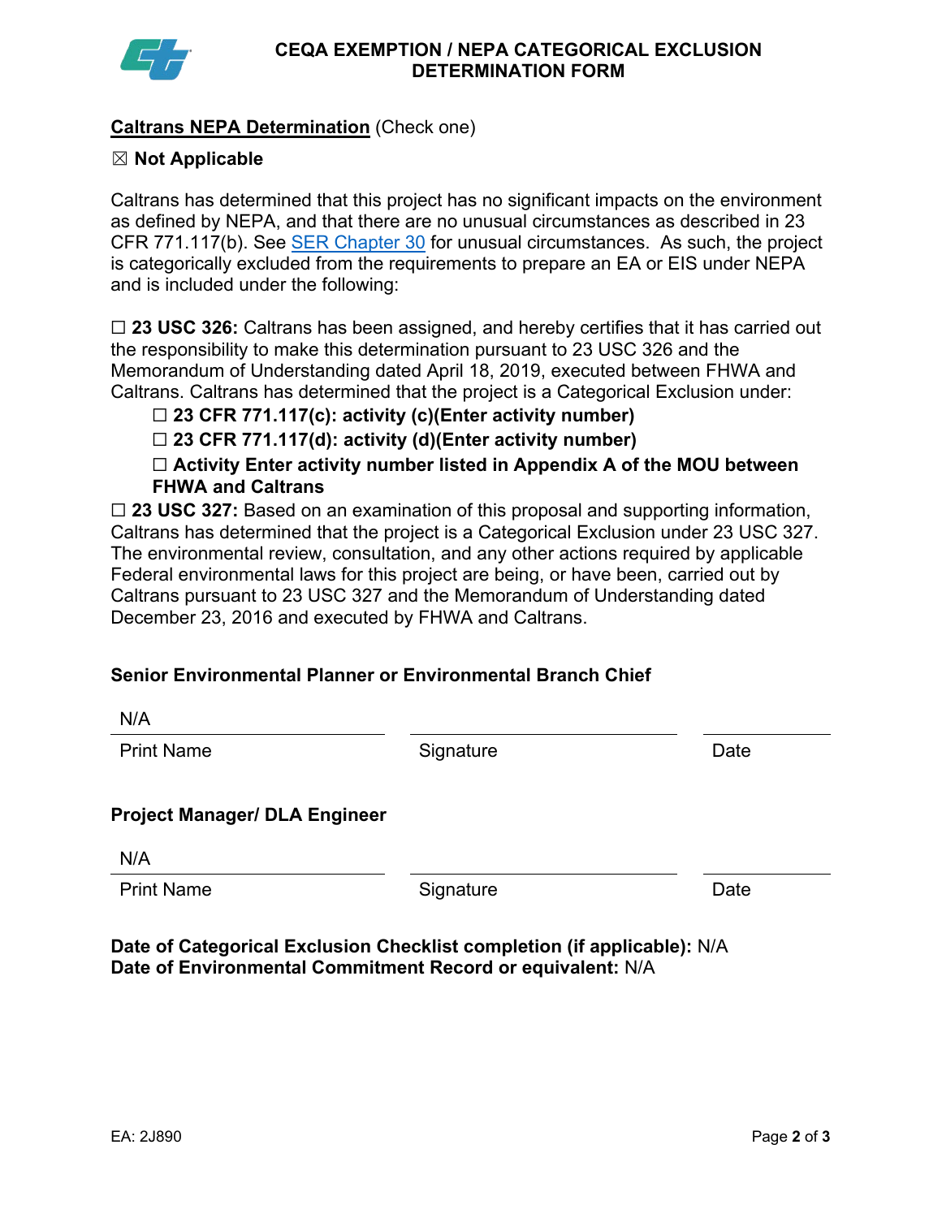## CEQA EXEMPTION / NEPA CATEGORICAL EXCLUSION DETERMINATION FORM

**Caltrans NEPA Determination** (Check one)

☒ **Not Applicable**

Caltrans has determined that this project has no significant impacts on the environment as defined by NEPA, and that there are no unusual circumstances as described in 23 CFR 771.117(b). See SER Chapter 30 for unusual circumstances. As such, the project is categorically excluded from the requirements to prepare an EA or EIS under NEPA and is included under the following:

☐ **23 USC 326:** Caltrans has been assigned, and hereby certifies that it has carried out the responsibility to make this determination pursuant to 23 USC 326 and the Memorandum of Understanding dated April 18, 2019, executed between FHWA and Caltrans. Caltrans has determined that the project is a Categorical Exclusion under:

- ☐ **23 CFR 771.117(c): activity (c)(Enter activity number)**
- ☐ **23 CFR 771.117(d): activity (d)(Enter activity number)**
- ☐ **Activity Enter activity number listed in Appendix A of the MOU between FHWA and Caltrans**

☐ **23 USC 327:** Based on an examination of this proposal and supporting information, Caltrans has determined that the project is a Categorical Exclusion under 23 USC 327. The environmental review, consultation, and any other actions required by applicable Federal environmental laws for this project are being, or have been, carried out by Caltrans pursuant to 23 USC 327 and the Memorandum of Understanding dated December 23, 2016 and executed by FHWA and Caltrans.

**Senior Environmental Planner or Environmental Branch Chief**

| N/A | | |
|---|---|---|
| Print Name | Signature | Date |

**Project Manager/ DLA Engineer**

| N/A | | |
|---|---|---|
| Print Name | Signature | Date |

**Date of Categorical Exclusion Checklist completion (if applicable):** N/A
**Date of Environmental Commitment Record or equivalent:** N/A

EA: 2J890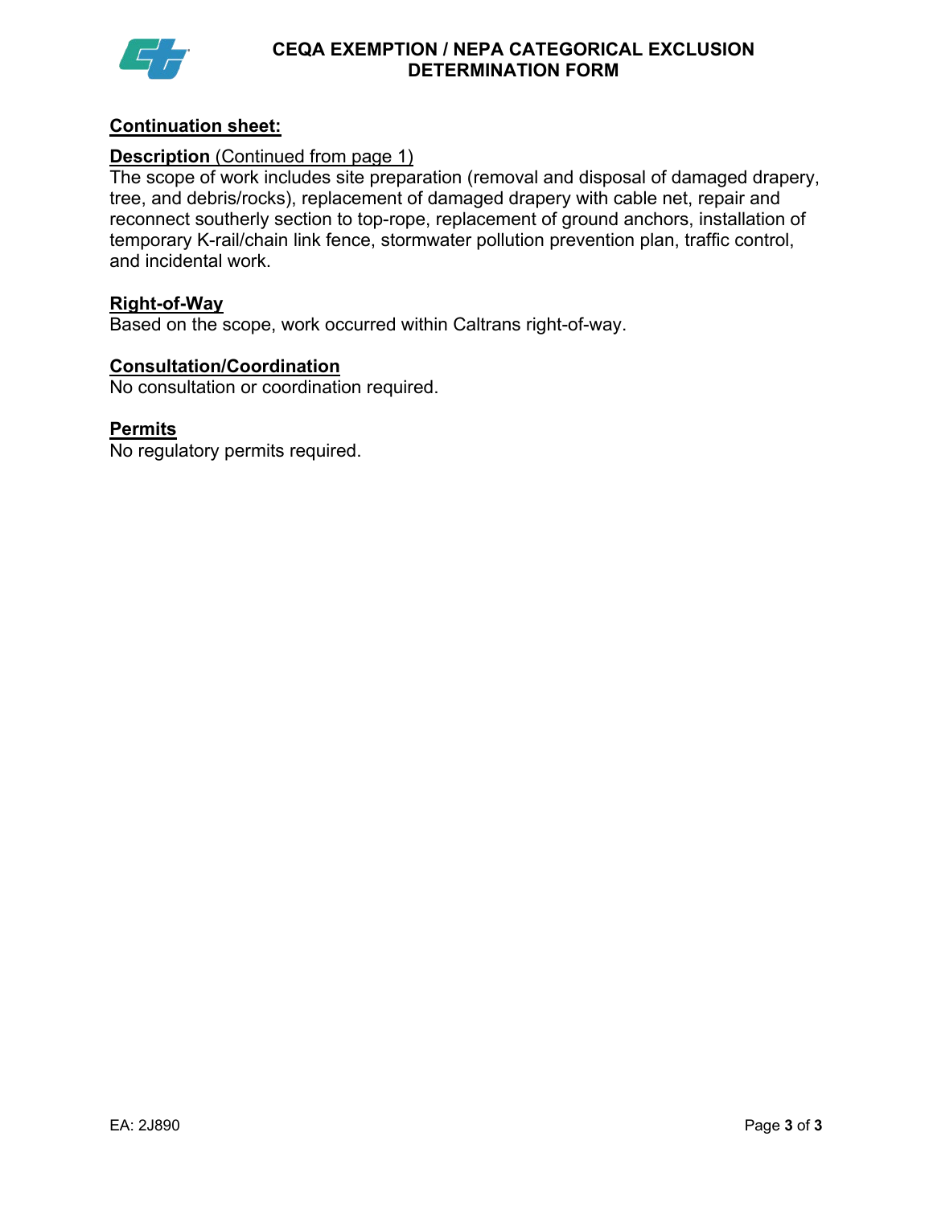## Continuation sheet:

**Description** (Continued from page 1)

The scope of work includes site preparation (removal and disposal of damaged drapery, tree, and debris/rocks), replacement of damaged drapery with cable net, repair and reconnect southerly section to top-rope, replacement of ground anchors, installation of temporary K-rail/chain link fence, stormwater pollution prevention plan, traffic control, and incidental work.

**Right-of-Way**

Based on the scope, work occurred within Caltrans right-of-way.

**Consultation/Coordination**

No consultation or coordination required.

**Permits**

No regulatory permits required.